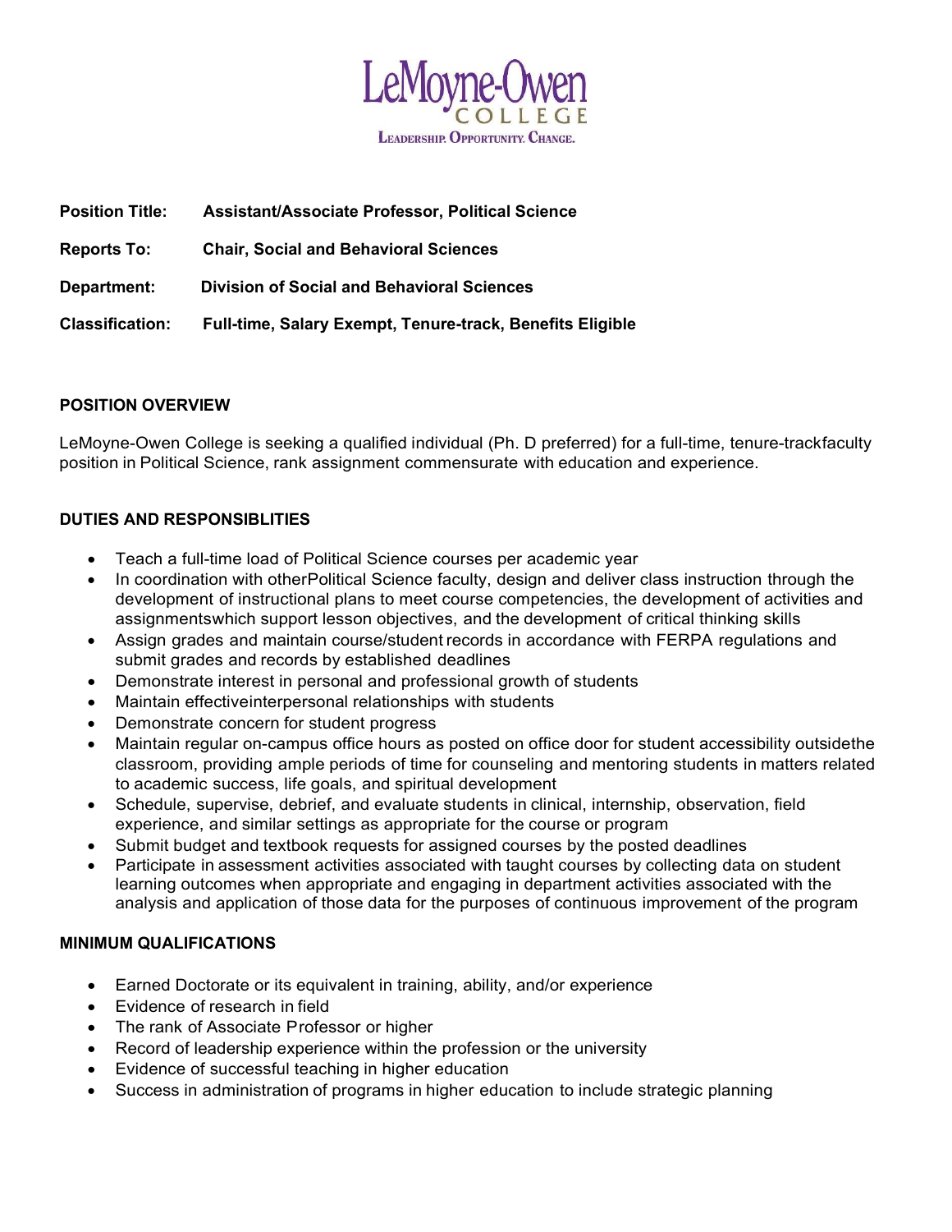LeMoyne-Owen
COLLEGE
LEADERSHIP. OPPORTUNITY. CHANGE.

**Position Title:** **Assistant/Associate Professor, Political Science**

**Reports To:** **Chair, Social and Behavioral Sciences**

**Department:** **Division of Social and Behavioral Sciences**

**Classification:** **Full-time, Salary Exempt, Tenure-track, Benefits Eligible**

## POSITION OVERVIEW

LeMoyne-Owen College is seeking a qualified individual (Ph. D preferred) for a full-time, tenure-trackfaculty position in Political Science, rank assignment commensurate with education and experience.

## DUTIES AND RESPONSIBLITIES

- Teach a full-time load of Political Science courses per academic year
- In coordination with otherPolitical Science faculty, design and deliver class instruction through the development of instructional plans to meet course competencies, the development of activities and assignmentswhich support lesson objectives, and the development of critical thinking skills
- Assign grades and maintain course/student records in accordance with FERPA regulations and submit grades and records by established deadlines
- Demonstrate interest in personal and professional growth of students
- Maintain effectiveinterpersonal relationships with students
- Demonstrate concern for student progress
- Maintain regular on-campus office hours as posted on office door for student accessibility outsidethe classroom, providing ample periods of time for counseling and mentoring students in matters related to academic success, life goals, and spiritual development
- Schedule, supervise, debrief, and evaluate students in clinical, internship, observation, field experience, and similar settings as appropriate for the course or program
- Submit budget and textbook requests for assigned courses by the posted deadlines
- Participate in assessment activities associated with taught courses by collecting data on student learning outcomes when appropriate and engaging in department activities associated with the analysis and application of those data for the purposes of continuous improvement of the program

## MINIMUM QUALIFICATIONS

- Earned Doctorate or its equivalent in training, ability, and/or experience
- Evidence of research in field
- The rank of Associate Professor or higher
- Record of leadership experience within the profession or the university
- Evidence of successful teaching in higher education
- Success in administration of programs in higher education to include strategic planning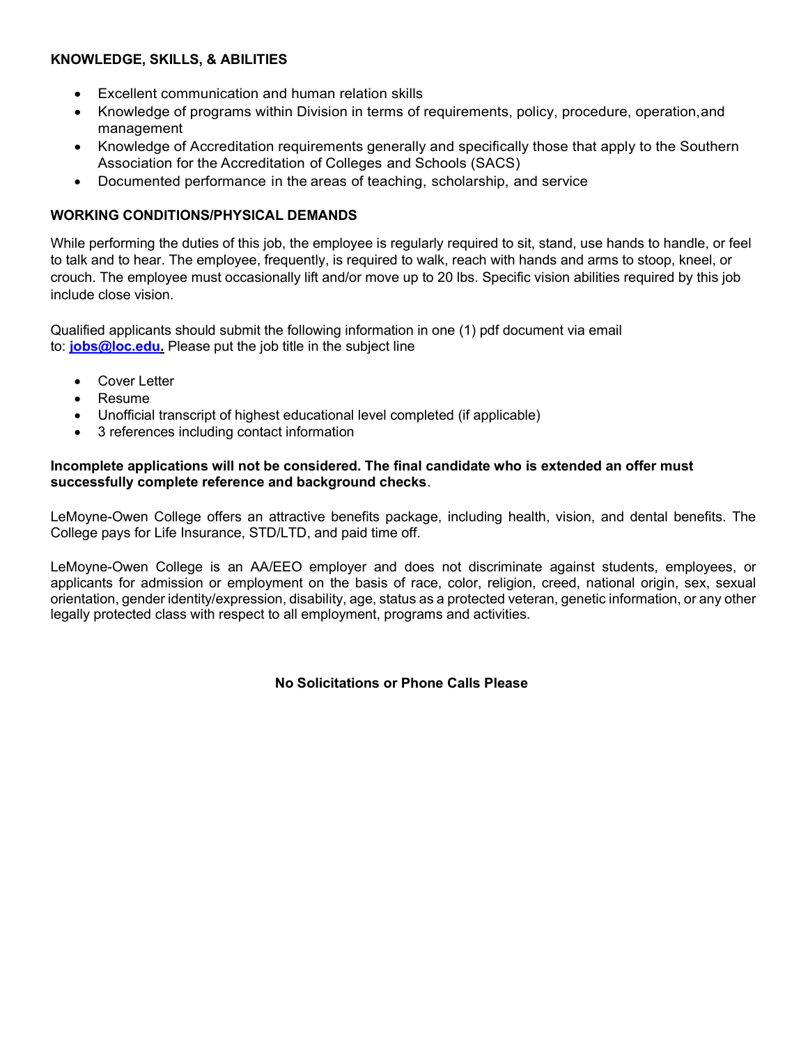**KNOWLEDGE, SKILLS, & ABILITIES**

- Excellent communication and human relation skills
- Knowledge of programs within Division in terms of requirements, policy, procedure, operation, and management
- Knowledge of Accreditation requirements generally and specifically those that apply to the Southern Association for the Accreditation of Colleges and Schools (SACS)
- Documented performance in the areas of teaching, scholarship, and service

**WORKING CONDITIONS/PHYSICAL DEMANDS**

While performing the duties of this job, the employee is regularly required to sit, stand, use hands to handle, or feel to talk and to hear. The employee, frequently, is required to walk, reach with hands and arms to stoop, kneel, or crouch. The employee must occasionally lift and/or move up to 20 lbs. Specific vision abilities required by this job include close vision.

Qualified applicants should submit the following information in one (1) pdf document via email to: **jobs@loc.edu.** Please put the job title in the subject line

- Cover Letter
- Resume
- Unofficial transcript of highest educational level completed (if applicable)
- 3 references including contact information

**Incomplete applications will not be considered. The final candidate who is extended an offer must successfully complete reference and background checks**.

LeMoyne-Owen College offers an attractive benefits package, including health, vision, and dental benefits. The College pays for Life Insurance, STD/LTD, and paid time off.

LeMoyne-Owen College is an AA/EEO employer and does not discriminate against students, employees, or applicants for admission or employment on the basis of race, color, religion, creed, national origin, sex, sexual orientation, gender identity/expression, disability, age, status as a protected veteran, genetic information, or any other legally protected class with respect to all employment, programs and activities.

**No Solicitations or Phone Calls Please**